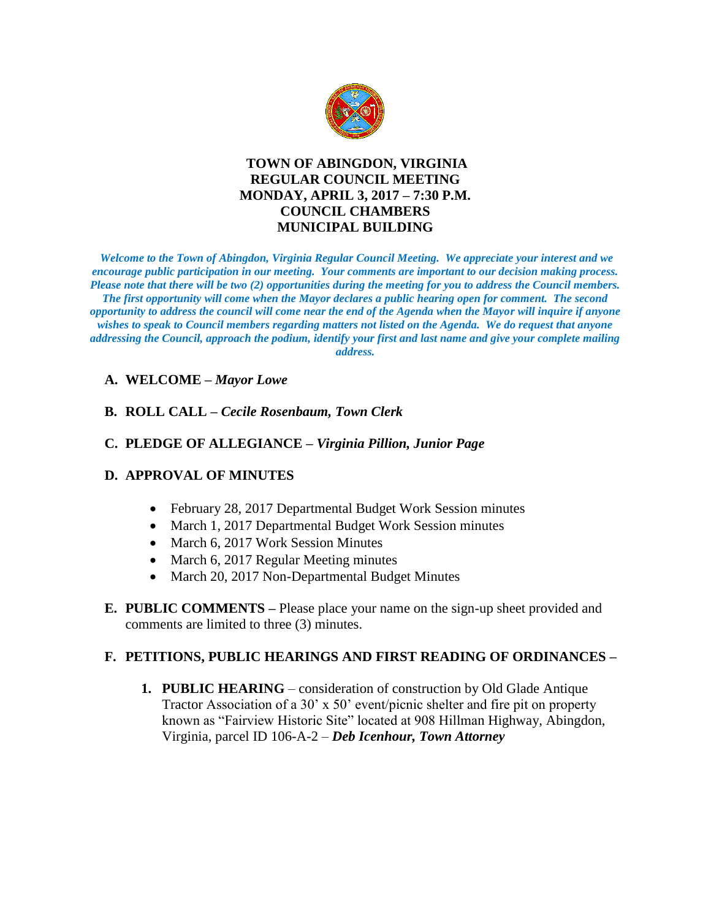# TOWN OF ABINGDON, VIRGINIA
## REGULAR COUNCIL MEETING
## MONDAY, APRIL 3, 2017 – 7:30 P.M.
## COUNCIL CHAMBERS
## MUNICIPAL BUILDING

***Welcome to the Town of Abingdon, Virginia Regular Council Meeting. We appreciate your interest and we encourage public participation in our meeting. Your comments are important to our decision making process. Please note that there will be two (2) opportunities during the meeting for you to address the Council members. The first opportunity will come when the Mayor declares a public hearing open for comment. The second opportunity to address the council will come near the end of the Agenda when the Mayor will inquire if anyone wishes to speak to Council members regarding matters not listed on the Agenda. We do request that anyone addressing the Council, approach the podium, identify your first and last name and give your complete mailing address.***

**A. WELCOME –** ***Mayor Lowe***

**B. ROLL CALL –** ***Cecile Rosenbaum, Town Clerk***

**C. PLEDGE OF ALLEGIANCE –** ***Virginia Pillion, Junior Page***

**D. APPROVAL OF MINUTES**

- February 28, 2017 Departmental Budget Work Session minutes
- March 1, 2017 Departmental Budget Work Session minutes
- March 6, 2017 Work Session Minutes
- March 6, 2017 Regular Meeting minutes
- March 20, 2017 Non-Departmental Budget Minutes

**E. PUBLIC COMMENTS –** Please place your name on the sign-up sheet provided and comments are limited to three (3) minutes.

**F. PETITIONS, PUBLIC HEARINGS AND FIRST READING OF ORDINANCES –**

1. **PUBLIC HEARING** – consideration of construction by Old Glade Antique Tractor Association of a 30' x 50' event/picnic shelter and fire pit on property known as "Fairview Historic Site" located at 908 Hillman Highway, Abingdon, Virginia, parcel ID 106-A-2 – ***Deb Icenhour, Town Attorney***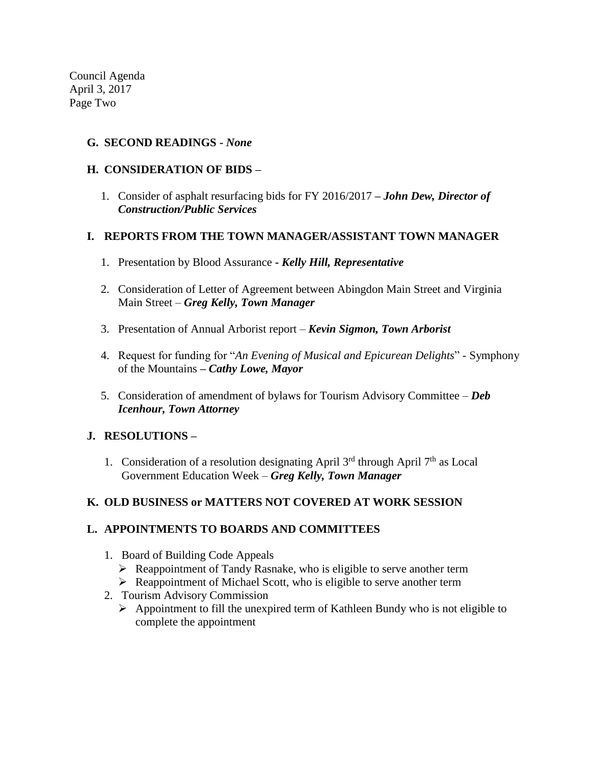Council Agenda
April 3, 2017
Page Two

**G. SECOND READINGS -** ***None***

**H. CONSIDERATION OF BIDS –**

1. Consider of asphalt resurfacing bids for FY 2016/2017 **–** ***John Dew, Director of Construction/Public Services***

**I. REPORTS FROM THE TOWN MANAGER/ASSISTANT TOWN MANAGER**

1. Presentation by Blood Assurance **-** ***Kelly Hill, Representative***

2. Consideration of Letter of Agreement between Abingdon Main Street and Virginia Main Street – ***Greg Kelly, Town Manager***

3. Presentation of Annual Arborist report – ***Kevin Sigmon, Town Arborist***

4. Request for funding for "*An Evening of Musical and Epicurean Delights*" - Symphony of the Mountains **–** ***Cathy Lowe, Mayor***

5. Consideration of amendment of bylaws for Tourism Advisory Committee – ***Deb Icenhour, Town Attorney***

**J. RESOLUTIONS –**

1. Consideration of a resolution designating April 3rd through April 7th as Local Government Education Week – ***Greg Kelly, Town Manager***

**K. OLD BUSINESS or MATTERS NOT COVERED AT WORK SESSION**

**L. APPOINTMENTS TO BOARDS AND COMMITTEES**

1. Board of Building Code Appeals
   - Reappointment of Tandy Rasnake, who is eligible to serve another term
   - Reappointment of Michael Scott, who is eligible to serve another term
2. Tourism Advisory Commission
   - Appointment to fill the unexpired term of Kathleen Bundy who is not eligible to complete the appointment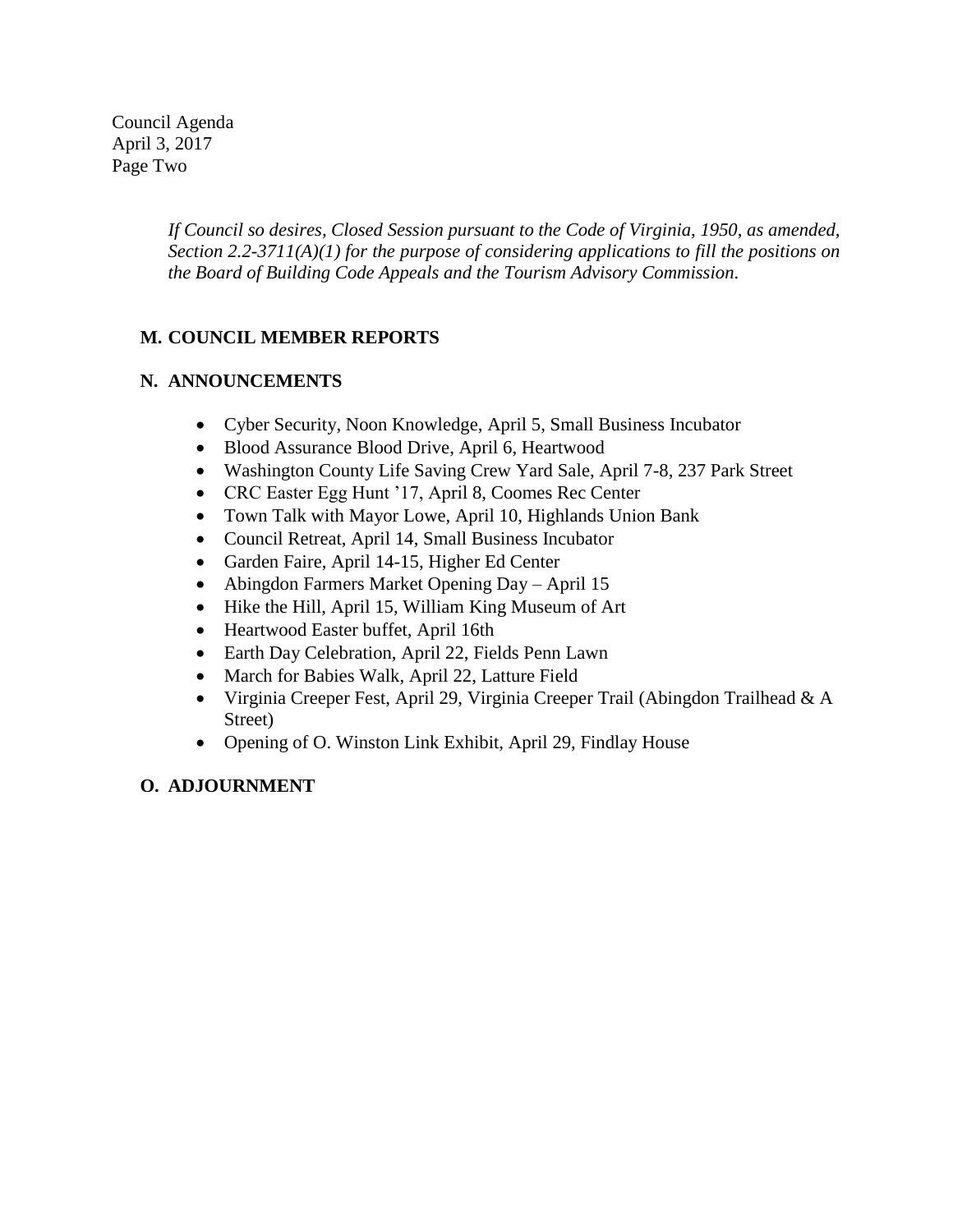*If Council so desires, Closed Session pursuant to the Code of Virginia, 1950, as amended, Section 2.2-3711(A)(1) for the purpose of considering applications to fill the positions on the Board of Building Code Appeals and the Tourism Advisory Commission.*

## M. COUNCIL MEMBER REPORTS

## N. ANNOUNCEMENTS

- Cyber Security, Noon Knowledge, April 5, Small Business Incubator
- Blood Assurance Blood Drive, April 6, Heartwood
- Washington County Life Saving Crew Yard Sale, April 7-8, 237 Park Street
- CRC Easter Egg Hunt ’17, April 8, Coomes Rec Center
- Town Talk with Mayor Lowe, April 10, Highlands Union Bank
- Council Retreat, April 14, Small Business Incubator
- Garden Faire, April 14-15, Higher Ed Center
- Abingdon Farmers Market Opening Day – April 15
- Hike the Hill, April 15, William King Museum of Art
- Heartwood Easter buffet, April 16th
- Earth Day Celebration, April 22, Fields Penn Lawn
- March for Babies Walk, April 22, Latture Field
- Virginia Creeper Fest, April 29, Virginia Creeper Trail (Abingdon Trailhead & A Street)
- Opening of O. Winston Link Exhibit, April 29, Findlay House

## O. ADJOURNMENT